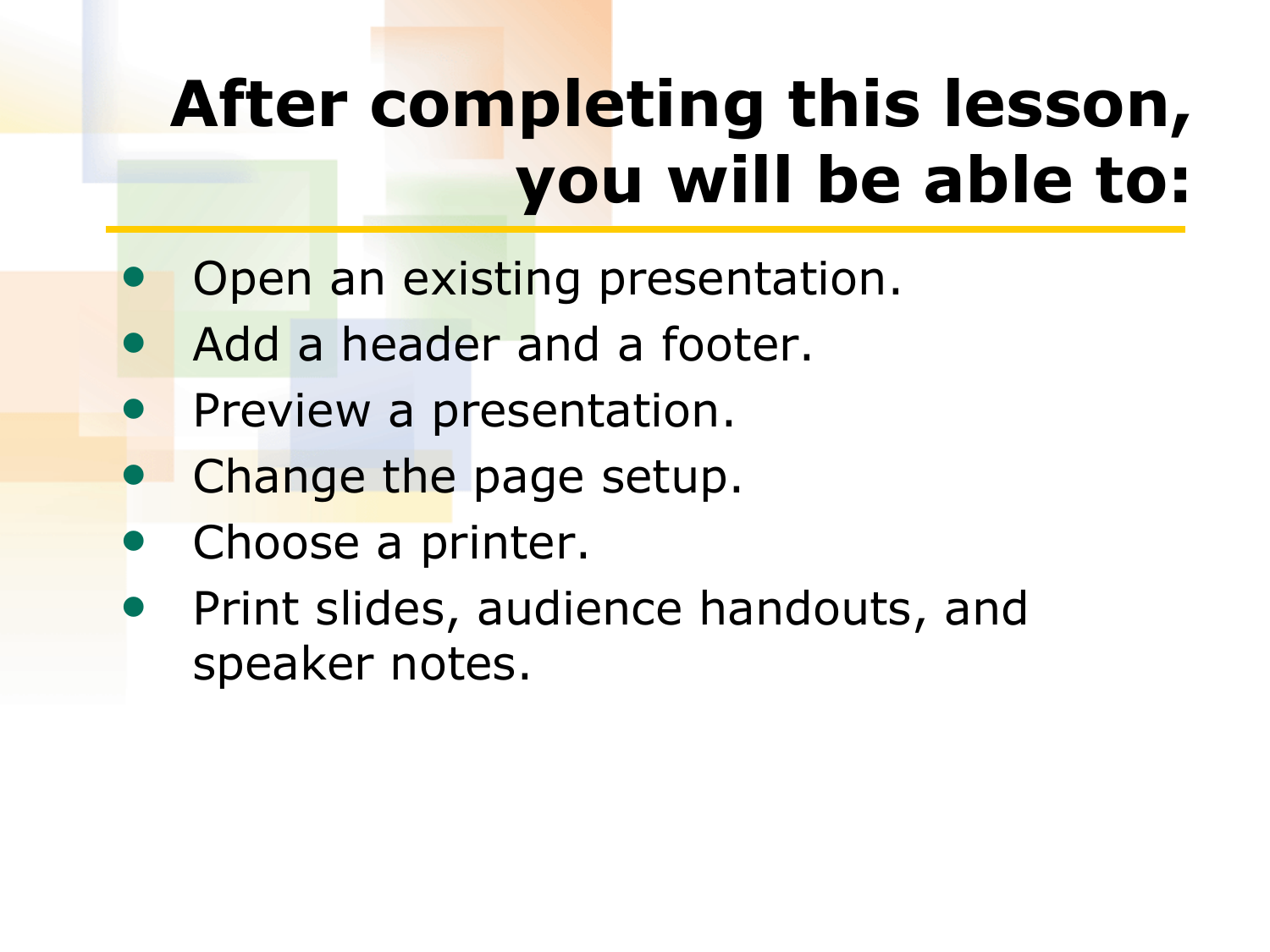# After completing this lesson, you will be able to:

- Open an existing presentation.
- Add a header and a footer.
- Preview a presentation.
- Change the page setup.
- Choose a printer.
- Print slides, audience handouts, and speaker notes.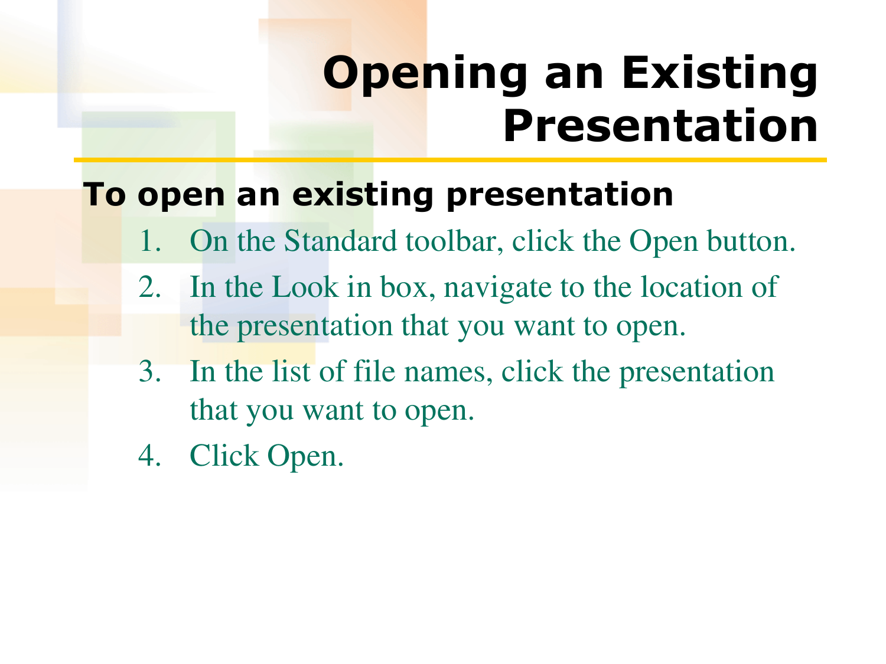# Opening an Existing Presentation

**To open an existing presentation**

1. On the Standard toolbar, click the Open button.
2. In the Look in box, navigate to the location of the presentation that you want to open.
3. In the list of file names, click the presentation that you want to open.
4. Click Open.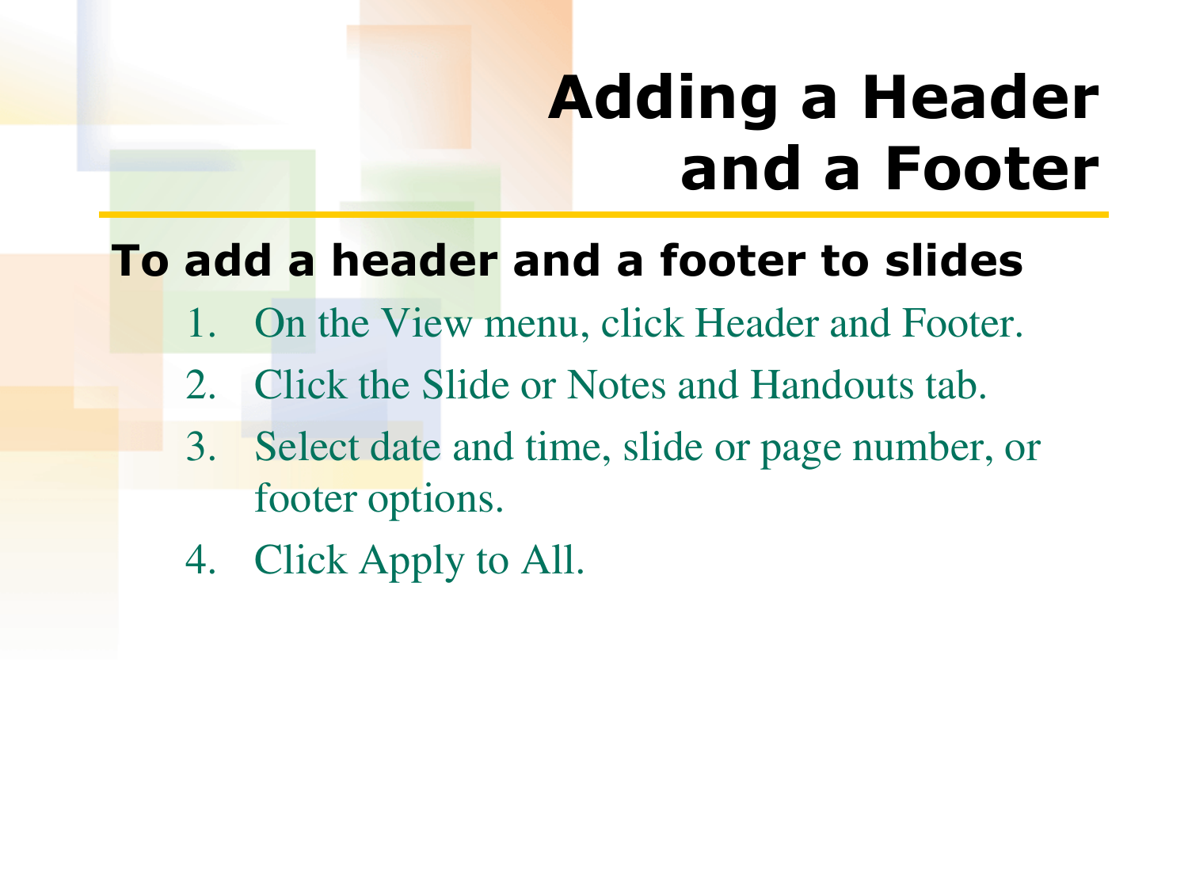# Adding a Header and a Footer

**To add a header and a footer to slides**

1. On the View menu, click Header and Footer.
2. Click the Slide or Notes and Handouts tab.
3. Select date and time, slide or page number, or footer options.
4. Click Apply to All.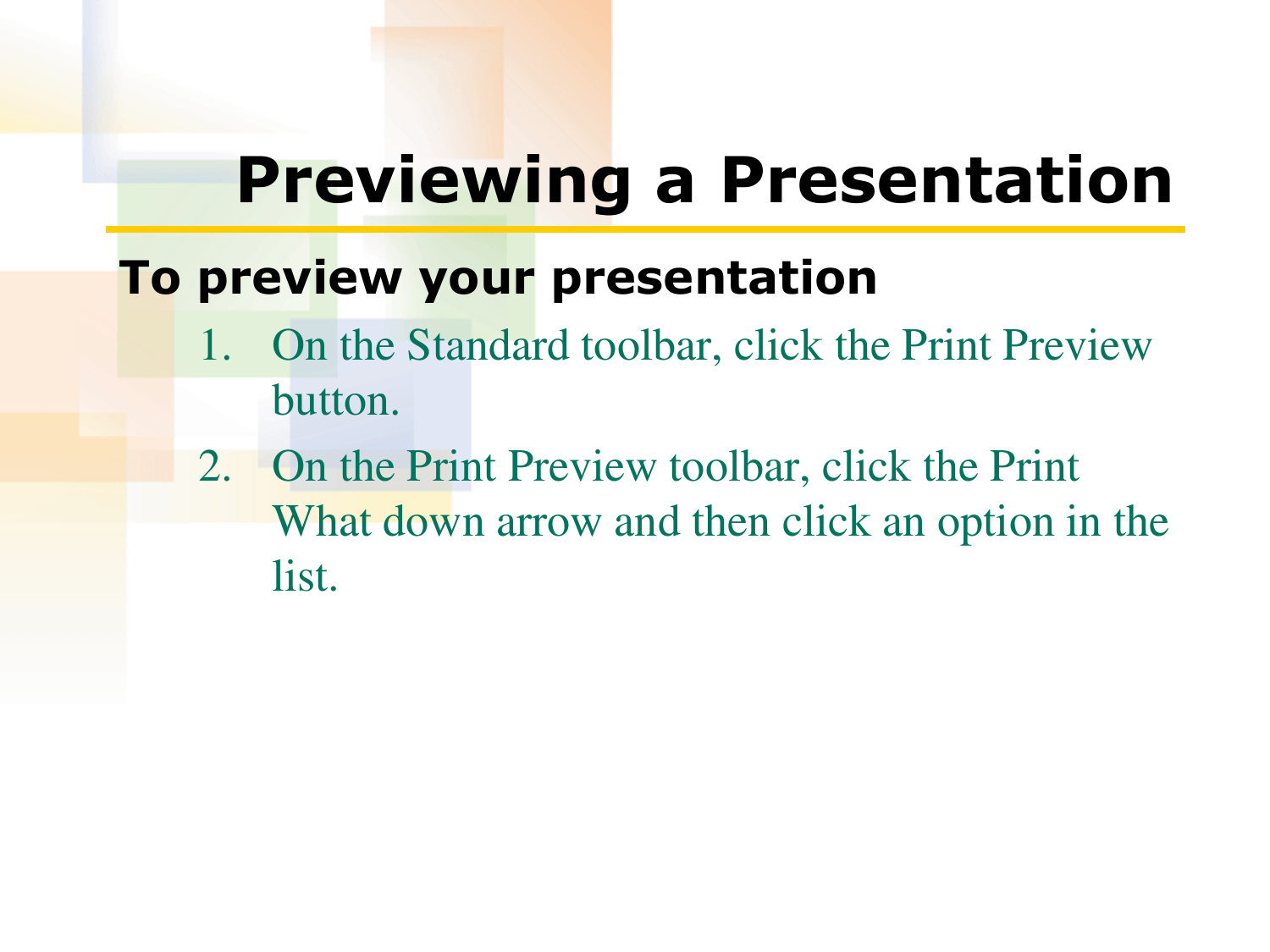# Previewing a Presentation

**To preview your presentation**

1. On the Standard toolbar, click the Print Preview button.
2. On the Print Preview toolbar, click the Print What down arrow and then click an option in the list.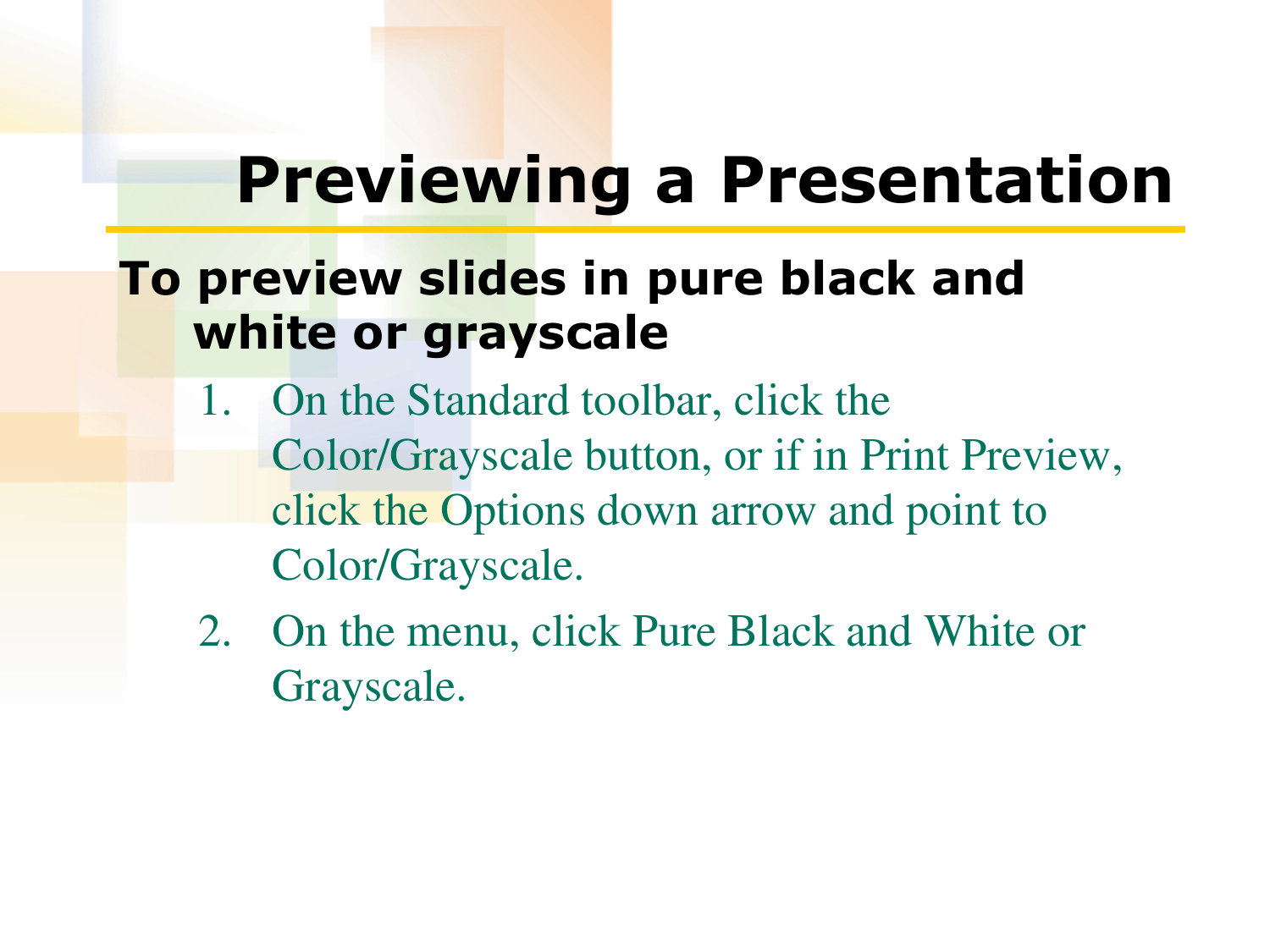# Previewing a Presentation

**To preview slides in pure black and white or grayscale**

1. On the Standard toolbar, click the Color/Grayscale button, or if in Print Preview, click the Options down arrow and point to Color/Grayscale.
2. On the menu, click Pure Black and White or Grayscale.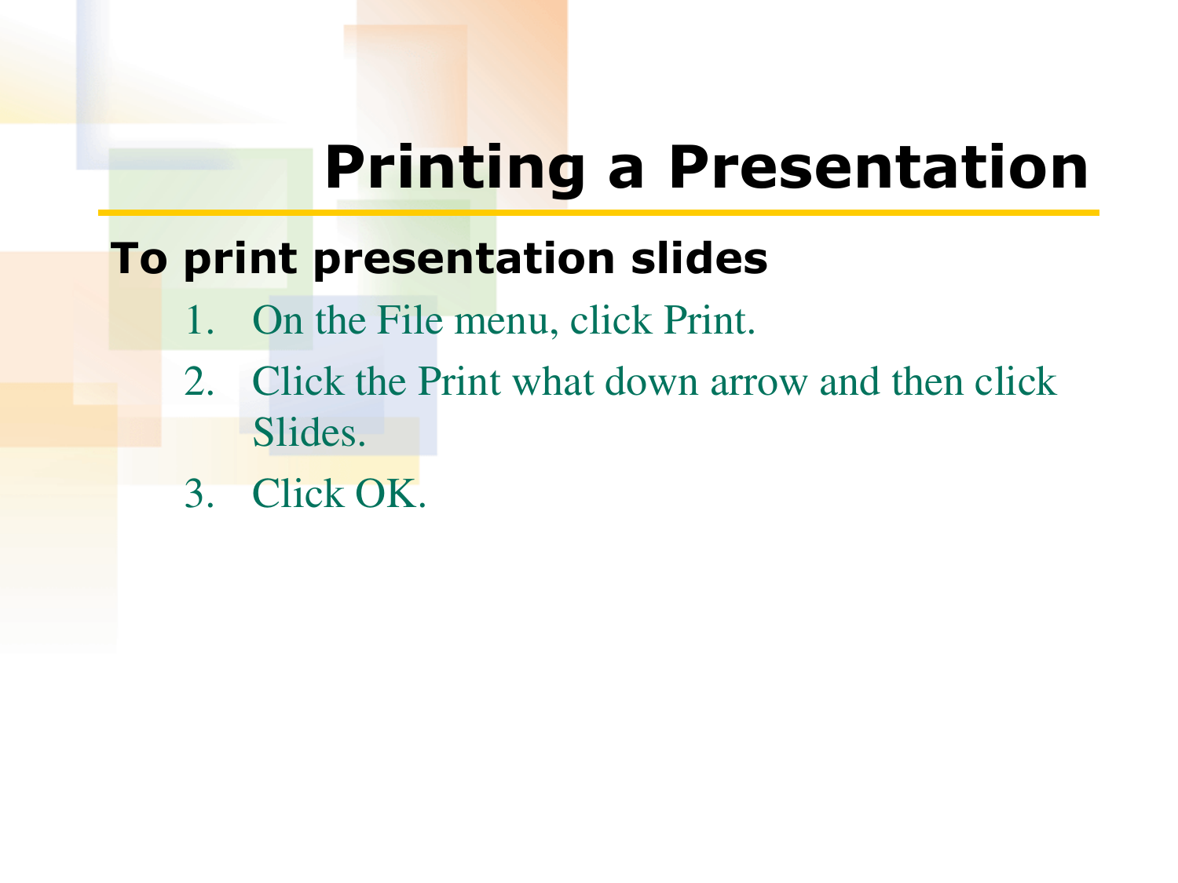# Printing a Presentation

**To print presentation slides**

1. On the File menu, click Print.
2. Click the Print what down arrow and then click Slides.
3. Click OK.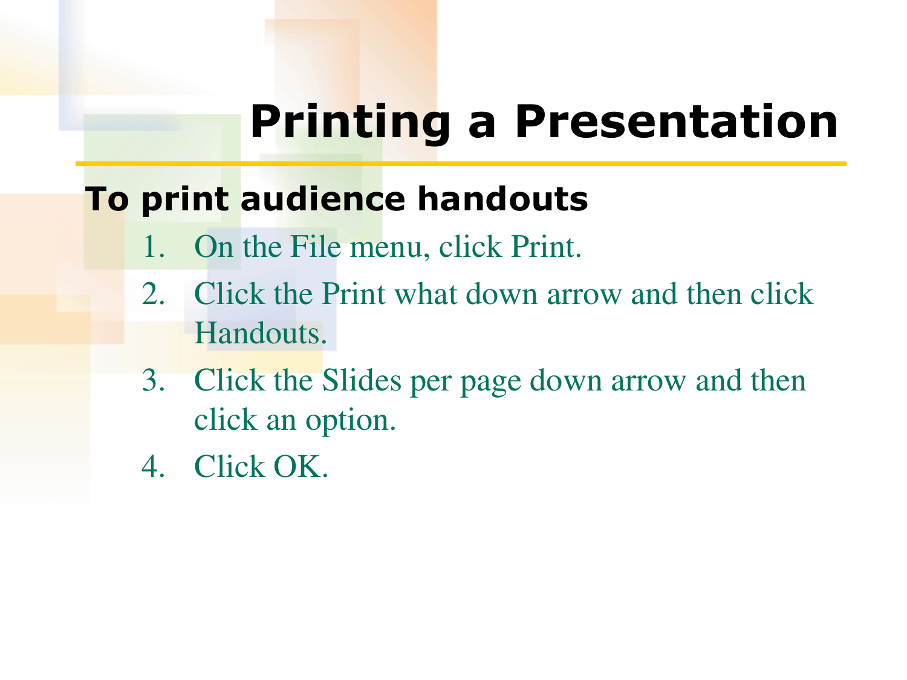# Printing a Presentation

**To print audience handouts**

1. On the File menu, click Print.
2. Click the Print what down arrow and then click Handouts.
3. Click the Slides per page down arrow and then click an option.
4. Click OK.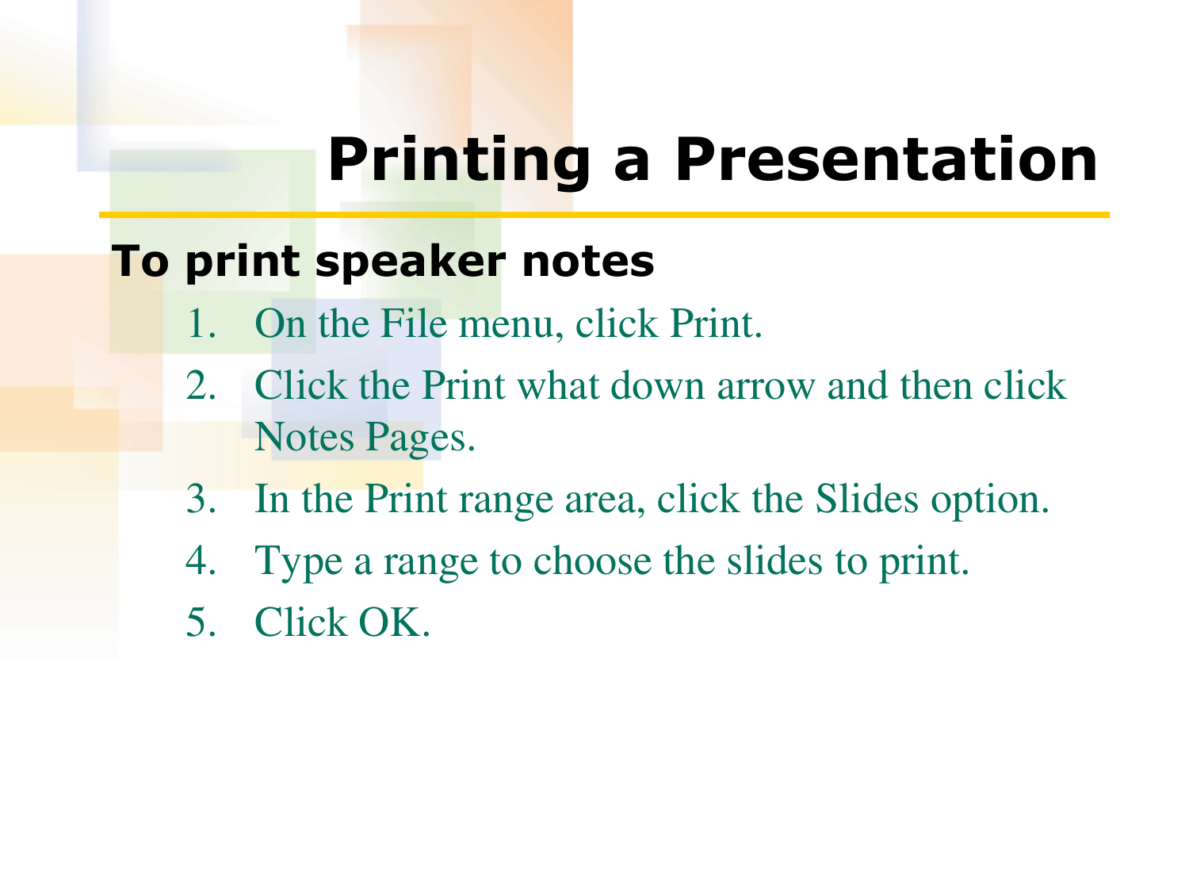# Printing a Presentation

**To print speaker notes**

1. On the File menu, click Print.
2. Click the Print what down arrow and then click Notes Pages.
3. In the Print range area, click the Slides option.
4. Type a range to choose the slides to print.
5. Click OK.